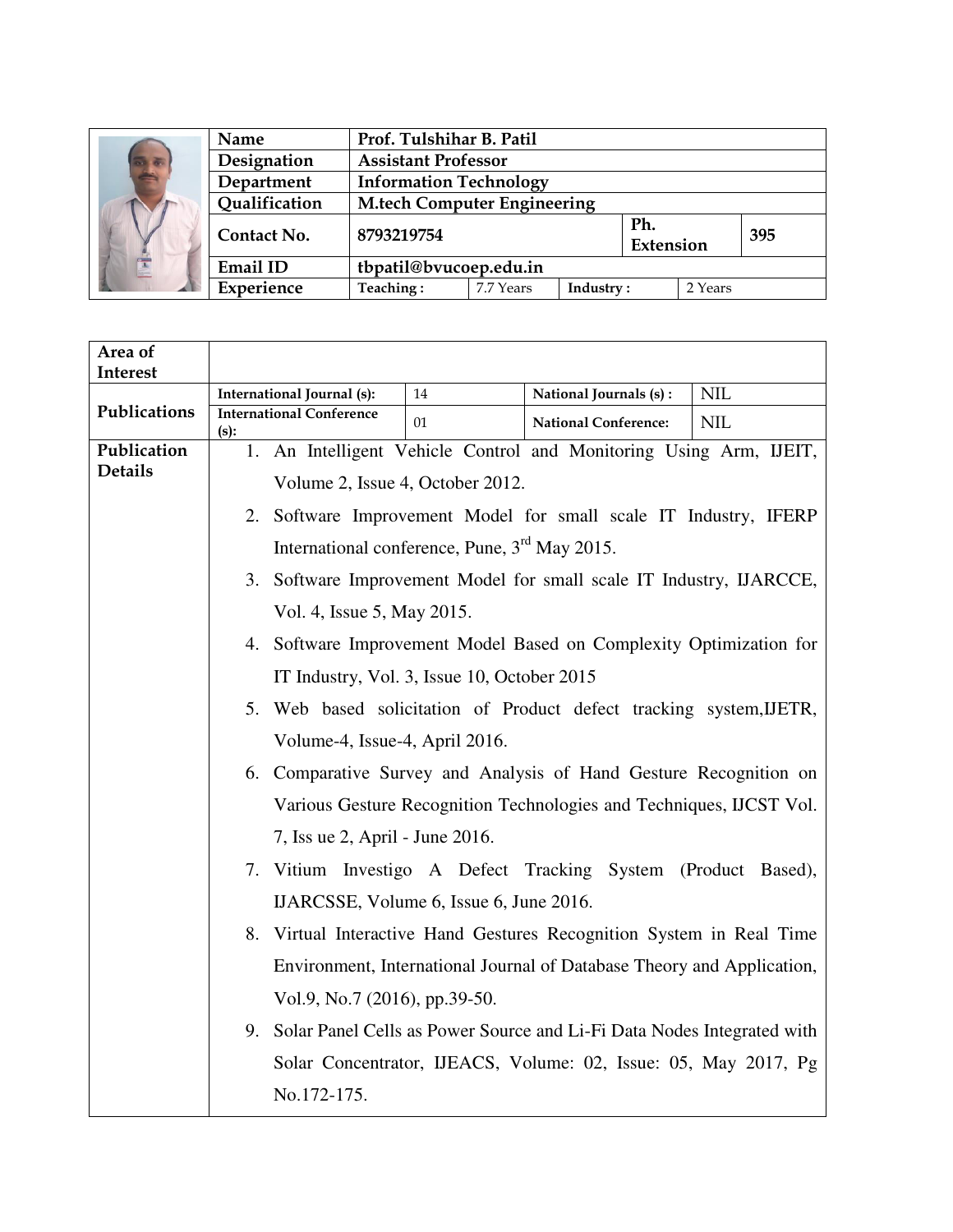| | | | | | |
|---|---|---|---|---|---|
| **Name** | **Prof. Tulshihar B. Patil** | | | | |
| **Designation** | **Assistant Professor** | | | | |
| **Department** | **Information Technology** | | | | |
| **Qualification** | **M.tech Computer Engineering** | | | | |
| **Contact No.** | **8793219754** | | **Ph. Extension** | **395** | |
| **Email ID** | **tbpatil@bvucoep.edu.in** | | | | |
| **Experience** | **Teaching :** | 7.7 Years | **Industry :** | 2 Years | |

| | | | | |
|---|---|---|---|---|
| **Area of Interest** | | | | |
| **Publications** | **International Journal (s):** | 14 | **National Journals (s) :** | NIL |
| | **International Conference (s):** | 01 | **National Conference:** | NIL |

**Publication Details**

1. An Intelligent Vehicle Control and Monitoring Using Arm, IJEIT, Volume 2, Issue 4, October 2012.
2. Software Improvement Model for small scale IT Industry, IFERP International conference, Pune, 3rd May 2015.
3. Software Improvement Model for small scale IT Industry, IJARCCE, Vol. 4, Issue 5, May 2015.
4. Software Improvement Model Based on Complexity Optimization for IT Industry, Vol. 3, Issue 10, October 2015
5. Web based solicitation of Product defect tracking system,IJETR, Volume-4, Issue-4, April 2016.
6. Comparative Survey and Analysis of Hand Gesture Recognition on Various Gesture Recognition Technologies and Techniques, IJCST Vol. 7, Iss ue 2, April - June 2016.
7. Vitium Investigo A Defect Tracking System (Product Based), IJARCSSE, Volume 6, Issue 6, June 2016.
8. Virtual Interactive Hand Gestures Recognition System in Real Time Environment, International Journal of Database Theory and Application, Vol.9, No.7 (2016), pp.39-50.
9. Solar Panel Cells as Power Source and Li-Fi Data Nodes Integrated with Solar Concentrator, IJEACS, Volume: 02, Issue: 05, May 2017, Pg No.172-175.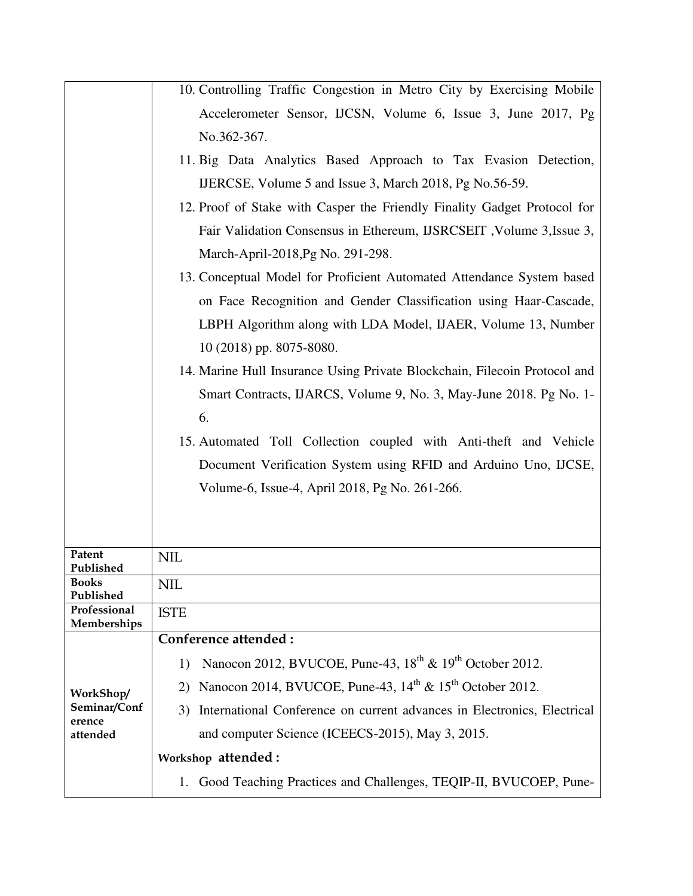| | |
|---|---|
| | 10. Controlling Traffic Congestion in Metro City by Exercising Mobile Accelerometer Sensor, IJCSN, Volume 6, Issue 3, June 2017, Pg No.362-367.<br>11. Big Data Analytics Based Approach to Tax Evasion Detection, IJERCSE, Volume 5 and Issue 3, March 2018, Pg No.56-59.<br>12. Proof of Stake with Casper the Friendly Finality Gadget Protocol for Fair Validation Consensus in Ethereum, IJSRCSEIT ,Volume 3,Issue 3, March-April-2018,Pg No. 291-298.<br>13. Conceptual Model for Proficient Automated Attendance System based on Face Recognition and Gender Classification using Haar-Cascade, LBPH Algorithm along with LDA Model, IJAER, Volume 13, Number 10 (2018) pp. 8075-8080.<br>14. Marine Hull Insurance Using Private Blockchain, Filecoin Protocol and Smart Contracts, IJARCS, Volume 9, No. 3, May-June 2018. Pg No. 1-6.<br>15. Automated Toll Collection coupled with Anti-theft and Vehicle Document Verification System using RFID and Arduino Uno, IJCSE, Volume-6, Issue-4, April 2018, Pg No. 261-266. |
| **Patent Published** | NIL |
| **Books Published** | NIL |
| **Professional Memberships** | ISTE |
| **WorkShop/ Seminar/Conference attended** | **Conference attended :**<br>1) Nanocon 2012, BVUCOE, Pune-43, 18th & 19th October 2012.<br>2) Nanocon 2014, BVUCOE, Pune-43, 14th & 15th October 2012.<br>3) International Conference on current advances in Electronics, Electrical and computer Science (ICEECS-2015), May 3, 2015.<br>**Workshop attended :**<br>1. Good Teaching Practices and Challenges, TEQIP-II, BVUCOEP, Pune- |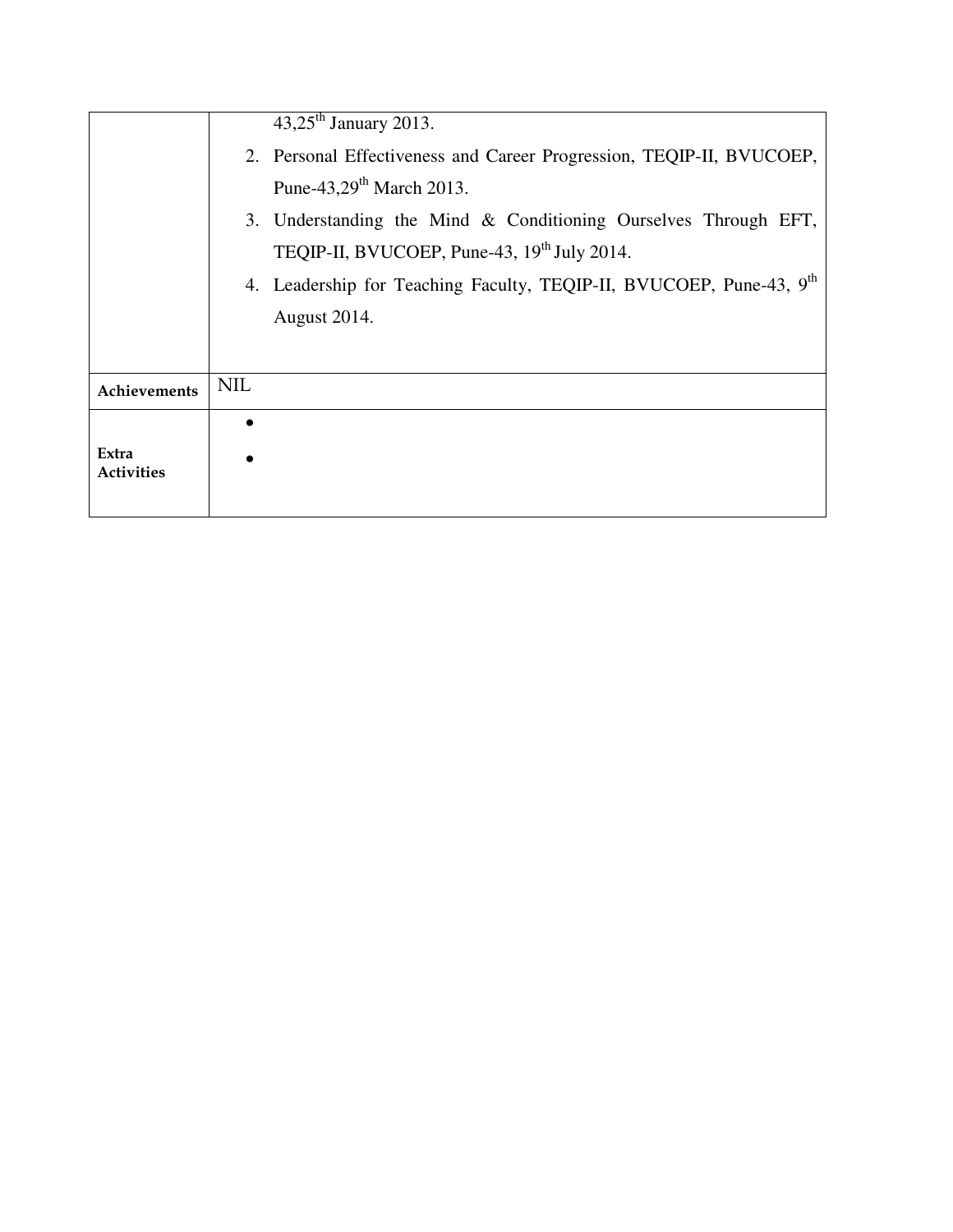| | |
|---|---|
| | 43,25th January 2013.<br>2. Personal Effectiveness and Career Progression, TEQIP-II, BVUCOEP, Pune-43,29th March 2013.<br>3. Understanding the Mind & Conditioning Ourselves Through EFT, TEQIP-II, BVUCOEP, Pune-43, 19th July 2014.<br>4. Leadership for Teaching Faculty, TEQIP-II, BVUCOEP, Pune-43, 9th August 2014. |
| **Achievements** | NIL |
| **Extra Activities** | •<br>• |